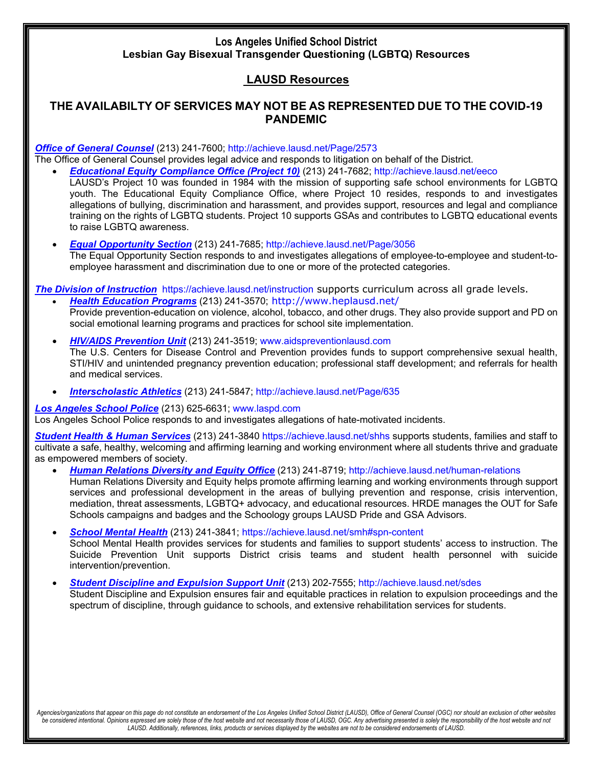# Los Angeles Unified School District
## Lesbian Gay Bisexual Transgender Questioning (LGBTQ) Resources

## LAUSD Resources

### THE AVAILABILTY OF SERVICES MAY NOT BE AS REPRESENTED DUE TO THE COVID-19 PANDEMIC

***Office of General Counsel*** (213) 241-7600; http://achieve.lausd.net/Page/2573
The Office of General Counsel provides legal advice and responds to litigation on behalf of the District.

- ***Educational Equity Compliance Office (Project 10)*** (213) 241-7682; http://achieve.lausd.net/eeco
  LAUSD's Project 10 was founded in 1984 with the mission of supporting safe school environments for LGBTQ youth. The Educational Equity Compliance Office, where Project 10 resides, responds to and investigates allegations of bullying, discrimination and harassment, and provides support, resources and legal and compliance training on the rights of LGBTQ students. Project 10 supports GSAs and contributes to LGBTQ educational events to raise LGBTQ awareness.

- ***Equal Opportunity Section*** (213) 241-7685; http://achieve.lausd.net/Page/3056
  The Equal Opportunity Section responds to and investigates allegations of employee-to-employee and student-to-employee harassment and discrimination due to one or more of the protected categories.

***The Division of Instruction*** https://achieve.lausd.net/instruction supports curriculum across all grade levels.

- ***Health Education Programs*** (213) 241-3570; http://www.heplausd.net/
  Provide prevention-education on violence, alcohol, tobacco, and other drugs. They also provide support and PD on social emotional learning programs and practices for school site implementation.

- ***HIV/AIDS Prevention Unit*** (213) 241-3519; www.aidspreventionlausd.com
  The U.S. Centers for Disease Control and Prevention provides funds to support comprehensive sexual health, STI/HIV and unintended pregnancy prevention education; professional staff development; and referrals for health and medical services.

- ***Interscholastic Athletics*** (213) 241-5847; http://achieve.lausd.net/Page/635

***Los Angeles School Police*** (213) 625-6631; www.laspd.com
Los Angeles School Police responds to and investigates allegations of hate-motivated incidents.

***Student Health & Human Services*** (213) 241-3840 https://achieve.lausd.net/shhs supports students, families and staff to cultivate a safe, healthy, welcoming and affirming learning and working environment where all students thrive and graduate as empowered members of society.

- ***Human Relations Diversity and Equity Office*** (213) 241-8719; http://achieve.lausd.net/human-relations
  Human Relations Diversity and Equity helps promote affirming learning and working environments through support services and professional development in the areas of bullying prevention and response, crisis intervention, mediation, threat assessments, LGBTQ+ advocacy, and educational resources. HRDE manages the OUT for Safe Schools campaigns and badges and the Schoology groups LAUSD Pride and GSA Advisors.

- ***School Mental Health*** (213) 241-3841; https://achieve.lausd.net/smh#spn-content
  School Mental Health provides services for students and families to support students' access to instruction. The Suicide Prevention Unit supports District crisis teams and student health personnel with suicide intervention/prevention.

- ***Student Discipline and Expulsion Support Unit*** (213) 202-7555; http://achieve.lausd.net/sdes
  Student Discipline and Expulsion ensures fair and equitable practices in relation to expulsion proceedings and the spectrum of discipline, through guidance to schools, and extensive rehabilitation services for students.

*Agencies/organizations that appear on this page do not constitute an endorsement of the Los Angeles Unified School District (LAUSD), Office of General Counsel (OGC) nor should an exclusion of other websites be considered intentional. Opinions expressed are solely those of the host website and not necessarily those of LAUSD, OGC. Any advertising presented is solely the responsibility of the host website and not LAUSD. Additionally, references, links, products or services displayed by the websites are not to be considered endorsements of LAUSD.*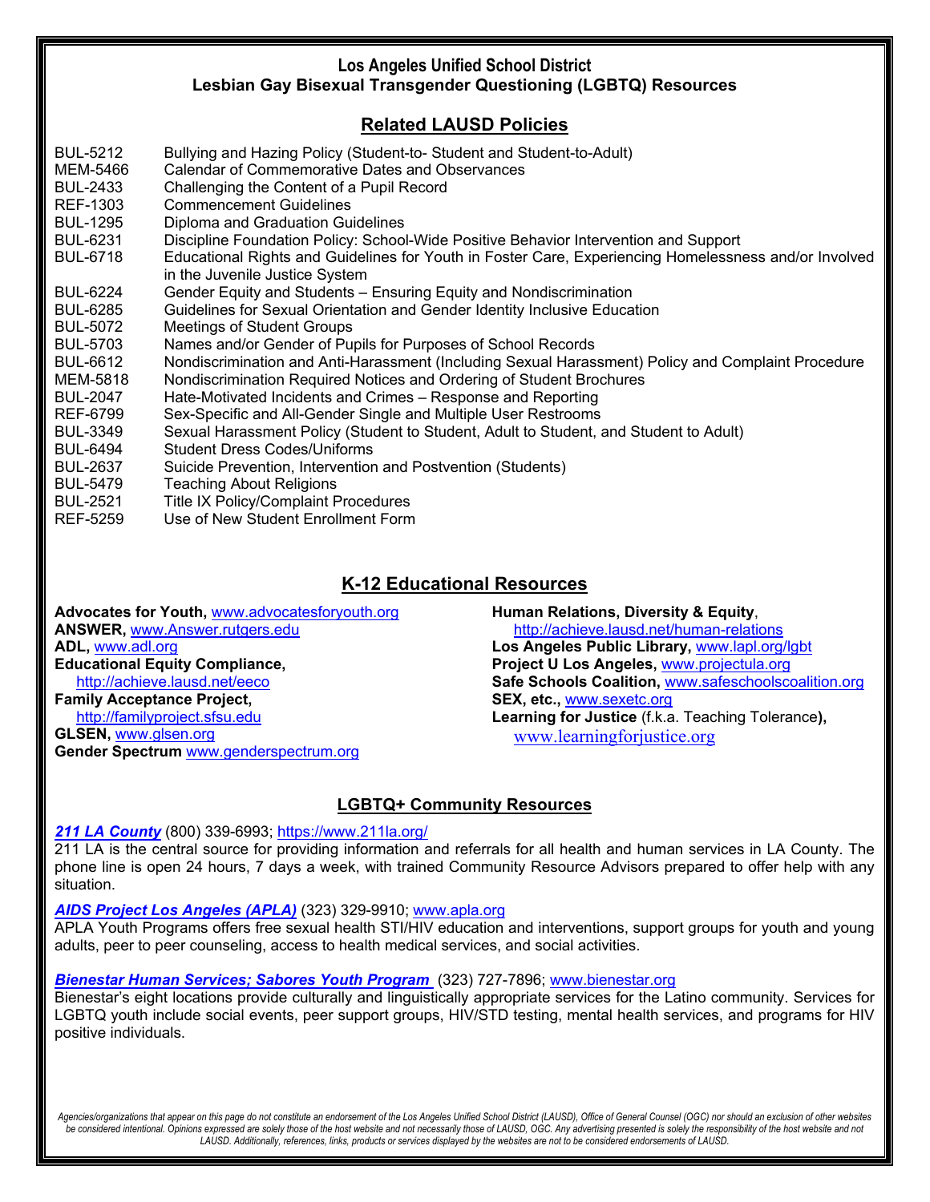# Los Angeles Unified School District
## Lesbian Gay Bisexual Transgender Questioning (LGBTQ) Resources

## Related LAUSD Policies

| | |
|---|---|
| BUL-5212 | Bullying and Hazing Policy (Student-to- Student and Student-to-Adult) |
| MEM-5466 | Calendar of Commemorative Dates and Observances |
| BUL-2433 | Challenging the Content of a Pupil Record |
| REF-1303 | Commencement Guidelines |
| BUL-1295 | Diploma and Graduation Guidelines |
| BUL-6231 | Discipline Foundation Policy: School-Wide Positive Behavior Intervention and Support |
| BUL-6718 | Educational Rights and Guidelines for Youth in Foster Care, Experiencing Homelessness and/or Involved in the Juvenile Justice System |
| BUL-6224 | Gender Equity and Students – Ensuring Equity and Nondiscrimination |
| BUL-6285 | Guidelines for Sexual Orientation and Gender Identity Inclusive Education |
| BUL-5072 | Meetings of Student Groups |
| BUL-5703 | Names and/or Gender of Pupils for Purposes of School Records |
| BUL-6612 | Nondiscrimination and Anti-Harassment (Including Sexual Harassment) Policy and Complaint Procedure |
| MEM-5818 | Nondiscrimination Required Notices and Ordering of Student Brochures |
| BUL-2047 | Hate-Motivated Incidents and Crimes – Response and Reporting |
| REF-6799 | Sex-Specific and All-Gender Single and Multiple User Restrooms |
| BUL-3349 | Sexual Harassment Policy (Student to Student, Adult to Student, and Student to Adult) |
| BUL-6494 | Student Dress Codes/Uniforms |
| BUL-2637 | Suicide Prevention, Intervention and Postvention (Students) |
| BUL-5479 | Teaching About Religions |
| BUL-2521 | Title IX Policy/Complaint Procedures |
| REF-5259 | Use of New Student Enrollment Form |

## K-12 Educational Resources

**Advocates for Youth,** www.advocatesforyouth.org  
**ANSWER,** www.Answer.rutgers.edu  
**ADL,** www.adl.org  
**Educational Equity Compliance,** http://achieve.lausd.net/eeco  
**Family Acceptance Project,** http://familyproject.sfsu.edu  
**GLSEN,** www.glsen.org  
**Gender Spectrum** www.genderspectrum.org  
**Human Relations, Diversity & Equity**, http://achieve.lausd.net/human-relations  
**Los Angeles Public Library,** www.lapl.org/lgbt  
**Project U Los Angeles,** www.projectula.org  
**Safe Schools Coalition,** www.safeschoolscoalition.org  
**SEX, etc.,** www.sexetc.org  
**Learning for Justice** (f.k.a. Teaching Tolerance**),** www.learningforjustice.org

## LGBTQ+ Community Resources

***211 LA County*** (800) 339-6993; https://www.211la.org/  
211 LA is the central source for providing information and referrals for all health and human services in LA County. The phone line is open 24 hours, 7 days a week, with trained Community Resource Advisors prepared to offer help with any situation.

***AIDS Project Los Angeles (APLA)*** (323) 329-9910; www.apla.org  
APLA Youth Programs offers free sexual health STI/HIV education and interventions, support groups for youth and young adults, peer to peer counseling, access to health medical services, and social activities.

***Bienestar Human Services; Sabores Youth Program*** (323) 727-7896; www.bienestar.org  
Bienestar's eight locations provide culturally and linguistically appropriate services for the Latino community. Services for LGBTQ youth include social events, peer support groups, HIV/STD testing, mental health services, and programs for HIV positive individuals.

*Agencies/organizations that appear on this page do not constitute an endorsement of the Los Angeles Unified School District (LAUSD), Office of General Counsel (OGC) nor should an exclusion of other websites be considered intentional. Opinions expressed are solely those of the host website and not necessarily those of LAUSD, OGC. Any advertising presented is solely the responsibility of the host website and not LAUSD. Additionally, references, links, products or services displayed by the websites are not to be considered endorsements of LAUSD.*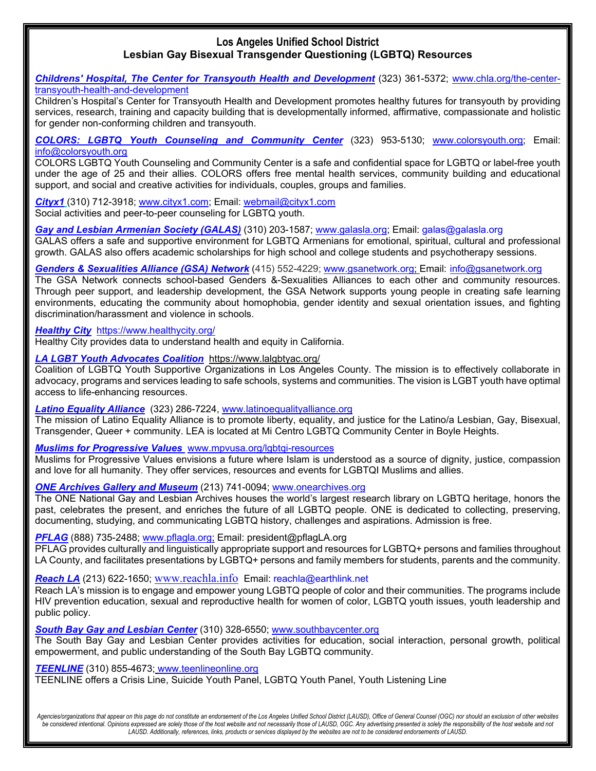# Los Angeles Unified School District
## Lesbian Gay Bisexual Transgender Questioning (LGBTQ) Resources

***Childrens' Hospital, The Center for Transyouth Health and Development*** (323) 361-5372; www.chla.org/the-center-transyouth-health-and-development
Children's Hospital's Center for Transyouth Health and Development promotes healthy futures for transyouth by providing services, research, training and capacity building that is developmentally informed, affirmative, compassionate and holistic for gender non-conforming children and transyouth.

***COLORS: LGBTQ Youth Counseling and Community Center*** (323) 953-5130; www.colorsyouth.org; Email: info@colorsyouth.org
COLORS LGBTQ Youth Counseling and Community Center is a safe and confidential space for LGBTQ or label-free youth under the age of 25 and their allies. COLORS offers free mental health services, community building and educational support, and social and creative activities for individuals, couples, groups and families.

***Cityx1*** (310) 712-3918; www.cityx1.com; Email: webmail@cityx1.com
Social activities and peer-to-peer counseling for LGBTQ youth.

***Gay and Lesbian Armenian Society (GALAS)*** (310) 203-1587; www.galasla.org; Email: galas@galasla.org
GALAS offers a safe and supportive environment for LGBTQ Armenians for emotional, spiritual, cultural and professional growth. GALAS also offers academic scholarships for high school and college students and psychotherapy sessions.

***Genders & Sexualities Alliance (GSA) Network*** (415) 552-4229; www.gsanetwork.org; Email: info@gsanetwork.org
The GSA Network connects school-based Genders &-Sexualities Alliances to each other and community resources. Through peer support, and leadership development, the GSA Network supports young people in creating safe learning environments, educating the community about homophobia, gender identity and sexual orientation issues, and fighting discrimination/harassment and violence in schools.

***Healthy City*** https://www.healthycity.org/
Healthy City provides data to understand health and equity in California.

***LA LGBT Youth Advocates Coalition*** https://www.lalgbtyac.org/
Coalition of LGBTQ Youth Supportive Organizations in Los Angeles County. The mission is to effectively collaborate in advocacy, programs and services leading to safe schools, systems and communities. The vision is LGBT youth have optimal access to life-enhancing resources.

***Latino Equality Alliance*** (323) 286-7224, www.latinoequalityalliance.org
The mission of Latino Equality Alliance is to promote liberty, equality, and justice for the Latino/a Lesbian, Gay, Bisexual, Transgender, Queer + community. LEA is located at Mi Centro LGBTQ Community Center in Boyle Heights.

***Muslims for Progressive Values*** www.mpvusa.org/lgbtqi-resources
Muslims for Progressive Values envisions a future where Islam is understood as a source of dignity, justice, compassion and love for all humanity. They offer services, resources and events for LGBTQI Muslims and allies.

***ONE Archives Gallery and Museum*** (213) 741-0094; www.onearchives.org
The ONE National Gay and Lesbian Archives houses the world's largest research library on LGBTQ heritage, honors the past, celebrates the present, and enriches the future of all LGBTQ people. ONE is dedicated to collecting, preserving, documenting, studying, and communicating LGBTQ history, challenges and aspirations. Admission is free.

***PFLAG*** (888) 735-2488; www.pflagla.org; Email: president@pflagLA.org
PFLAG provides culturally and linguistically appropriate support and resources for LGBTQ+ persons and families throughout LA County, and facilitates presentations by LGBTQ+ persons and family members for students, parents and the community.

***Reach LA*** (213) 622-1650; www.reachla.info Email: reachla@earthlink.net
Reach LA's mission is to engage and empower young LGBTQ people of color and their communities. The programs include HIV prevention education, sexual and reproductive health for women of color, LGBTQ youth issues, youth leadership and public policy.

***South Bay Gay and Lesbian Center*** (310) 328-6550; www.southbaycenter.org
The South Bay Gay and Lesbian Center provides activities for education, social interaction, personal growth, political empowerment, and public understanding of the South Bay LGBTQ community.

***TEENLINE*** (310) 855-4673; www.teenlineonline.org
TEENLINE offers a Crisis Line, Suicide Youth Panel, LGBTQ Youth Panel, Youth Listening Line

*Agencies/organizations that appear on this page do not constitute an endorsement of the Los Angeles Unified School District (LAUSD), Office of General Counsel (OGC) nor should an exclusion of other websites be considered intentional. Opinions expressed are solely those of the host website and not necessarily those of LAUSD, OGC. Any advertising presented is solely the responsibility of the host website and not LAUSD. Additionally, references, links, products or services displayed by the websites are not to be considered endorsements of LAUSD.*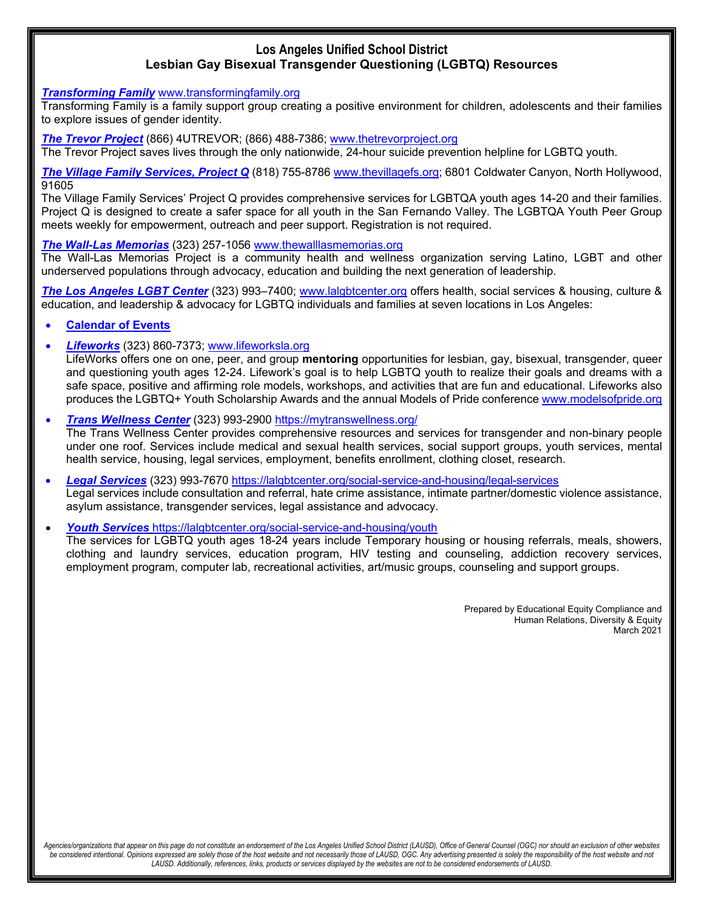# Los Angeles Unified School District
## Lesbian Gay Bisexual Transgender Questioning (LGBTQ) Resources

***Transforming Family*** www.transformingfamily.org
Transforming Family is a family support group creating a positive environment for children, adolescents and their families to explore issues of gender identity.

***The Trevor Project*** (866) 4UTREVOR; (866) 488-7386; www.thetrevorproject.org
The Trevor Project saves lives through the only nationwide, 24-hour suicide prevention helpline for LGBTQ youth.

***The Village Family Services, Project Q*** (818) 755-8786 www.thevillagefs.org; 6801 Coldwater Canyon, North Hollywood, 91605
The Village Family Services' Project Q provides comprehensive services for LGBTQA youth ages 14-20 and their families. Project Q is designed to create a safer space for all youth in the San Fernando Valley. The LGBTQA Youth Peer Group meets weekly for empowerment, outreach and peer support. Registration is not required.

***The Wall-Las Memorias*** (323) 257-1056 www.thewalllasmemorias.org
The Wall-Las Memorias Project is a community health and wellness organization serving Latino, LGBT and other underserved populations through advocacy, education and building the next generation of leadership.

***The Los Angeles LGBT Center*** (323) 993–7400; www.lalgbtcenter.org offers health, social services & housing, culture & education, and leadership & advocacy for LGBTQ individuals and families at seven locations in Los Angeles:

- **Calendar of Events**
- ***Lifeworks*** (323) 860-7373; www.lifeworksla.org
  LifeWorks offers one on one, peer, and group **mentoring** opportunities for lesbian, gay, bisexual, transgender, queer and questioning youth ages 12-24. Lifework's goal is to help LGBTQ youth to realize their goals and dreams with a safe space, positive and affirming role models, workshops, and activities that are fun and educational. Lifeworks also produces the LGBTQ+ Youth Scholarship Awards and the annual Models of Pride conference www.modelsofpride.org
- ***Trans Wellness Center*** (323) 993-2900 https://mytranswellness.org/
  The Trans Wellness Center provides comprehensive resources and services for transgender and non-binary people under one roof. Services include medical and sexual health services, social support groups, youth services, mental health service, housing, legal services, employment, benefits enrollment, clothing closet, research.
- ***Legal Services*** (323) 993-7670 https://lalgbtcenter.org/social-service-and-housing/legal-services
  Legal services include consultation and referral, hate crime assistance, intimate partner/domestic violence assistance, asylum assistance, transgender services, legal assistance and advocacy.
- ***Youth Services*** https://lalgbtcenter.org/social-service-and-housing/youth
  The services for LGBTQ youth ages 18-24 years include Temporary housing or housing referrals, meals, showers, clothing and laundry services, education program, HIV testing and counseling, addiction recovery services, employment program, computer lab, recreational activities, art/music groups, counseling and support groups.

Prepared by Educational Equity Compliance and
Human Relations, Diversity & Equity
March 2021

*Agencies/organizations that appear on this page do not constitute an endorsement of the Los Angeles Unified School District (LAUSD), Office of General Counsel (OGC) nor should an exclusion of other websites be considered intentional. Opinions expressed are solely those of the host website and not necessarily those of LAUSD, OGC. Any advertising presented is solely the responsibility of the host website and not LAUSD. Additionally, references, links, products or services displayed by the websites are not to be considered endorsements of LAUSD.*